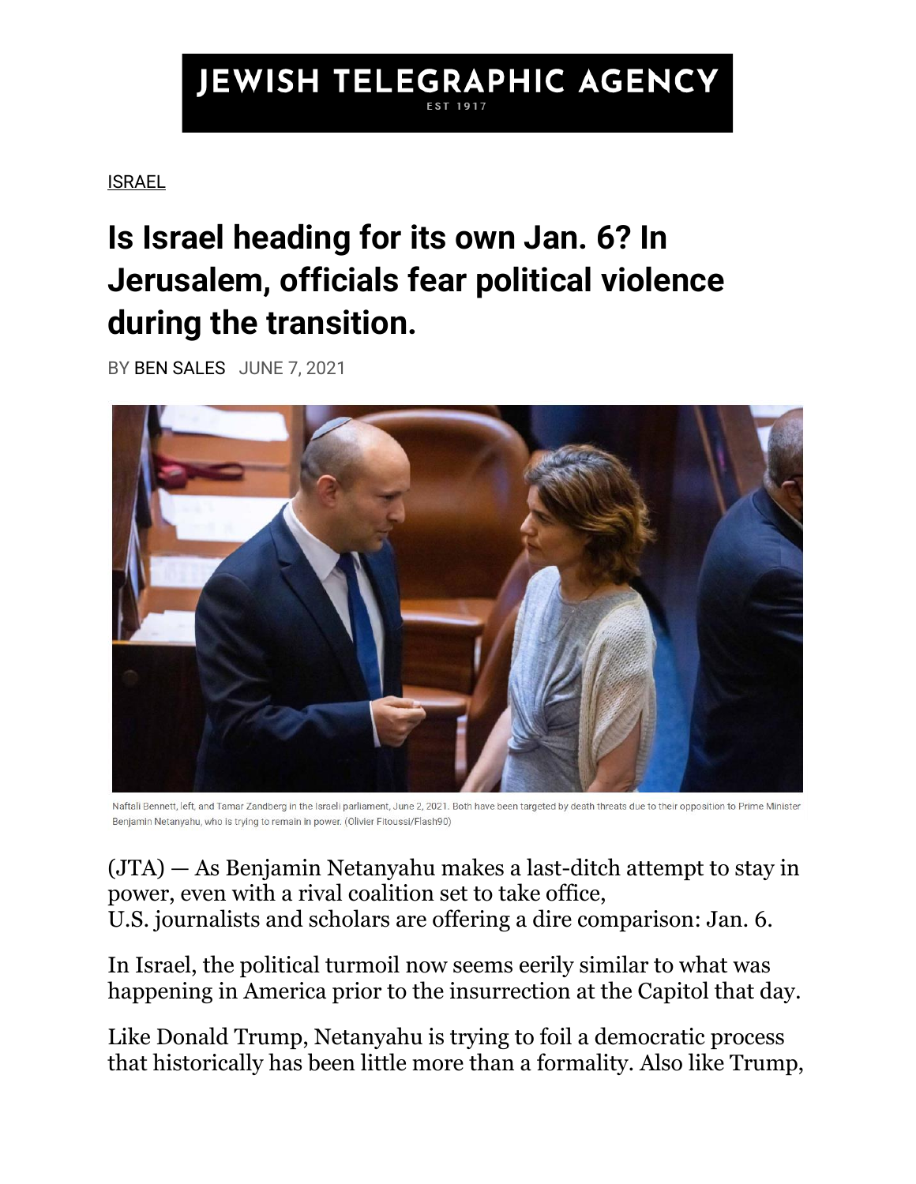# JEWISH TELEGRAPHIC AGENCY

EST 1917

ISRAEL

## Is Israel heading for its own Jan. 6? In Jerusalem, officials fear political violence during the transition.

BY BEN SALES JUNE 7, 2021

Naftali Bennett, left, and Tamar Zandberg in the Israeli parliament, June 2, 2021. Both have been targeted by death threats due to their opposition to Prime Minister Benjamin Netanyahu, who is trying to remain in power. (Olivier Fitoussi/Flash90)

(JTA) — As Benjamin Netanyahu makes a last-ditch attempt to stay in power, even with a rival coalition set to take office, U.S. journalists and scholars are offering a dire comparison: Jan. 6.

In Israel, the political turmoil now seems eerily similar to what was happening in America prior to the insurrection at the Capitol that day.

Like Donald Trump, Netanyahu is trying to foil a democratic process that historically has been little more than a formality. Also like Trump,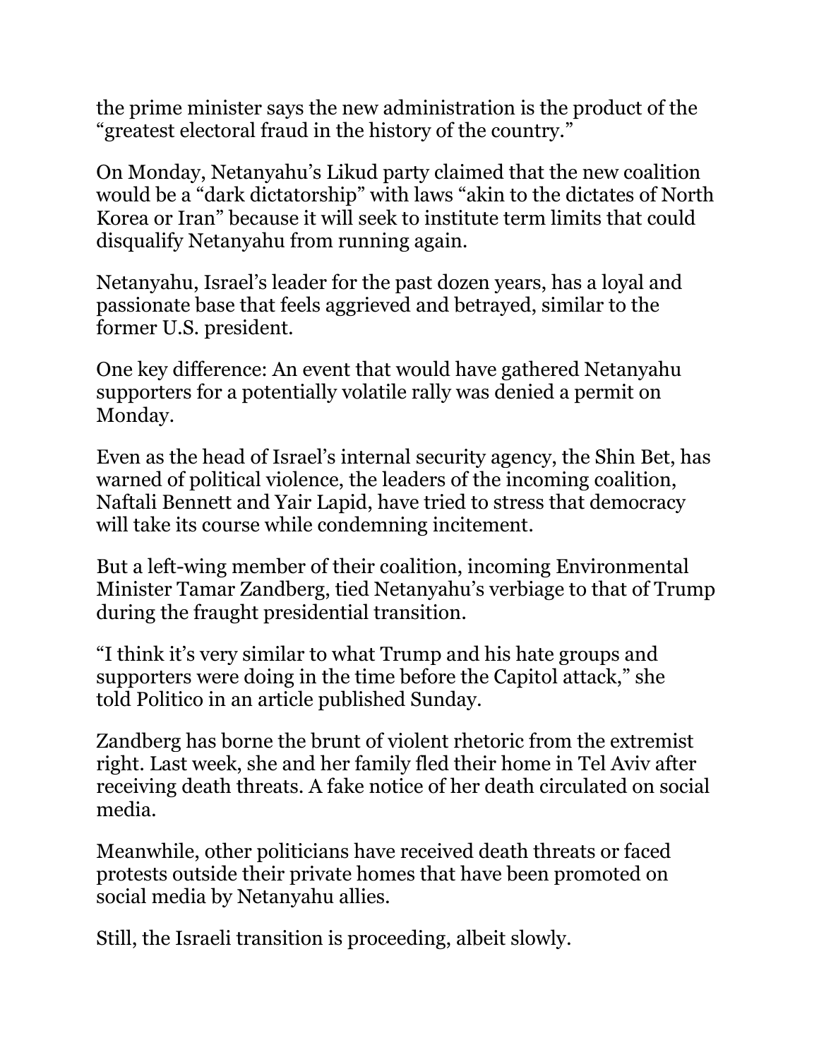the prime minister says the new administration is the product of the "greatest electoral fraud in the history of the country."

On Monday, Netanyahu's Likud party claimed that the new coalition would be a "dark dictatorship" with laws "akin to the dictates of North Korea or Iran" because it will seek to institute term limits that could disqualify Netanyahu from running again.

Netanyahu, Israel's leader for the past dozen years, has a loyal and passionate base that feels aggrieved and betrayed, similar to the former U.S. president.

One key difference: An event that would have gathered Netanyahu supporters for a potentially volatile rally was denied a permit on Monday.

Even as the head of Israel's internal security agency, the Shin Bet, has warned of political violence, the leaders of the incoming coalition, Naftali Bennett and Yair Lapid, have tried to stress that democracy will take its course while condemning incitement.

But a left-wing member of their coalition, incoming Environmental Minister Tamar Zandberg, tied Netanyahu's verbiage to that of Trump during the fraught presidential transition.

"I think it's very similar to what Trump and his hate groups and supporters were doing in the time before the Capitol attack," she told Politico in an article published Sunday.

Zandberg has borne the brunt of violent rhetoric from the extremist right. Last week, she and her family fled their home in Tel Aviv after receiving death threats. A fake notice of her death circulated on social media.

Meanwhile, other politicians have received death threats or faced protests outside their private homes that have been promoted on social media by Netanyahu allies.

Still, the Israeli transition is proceeding, albeit slowly.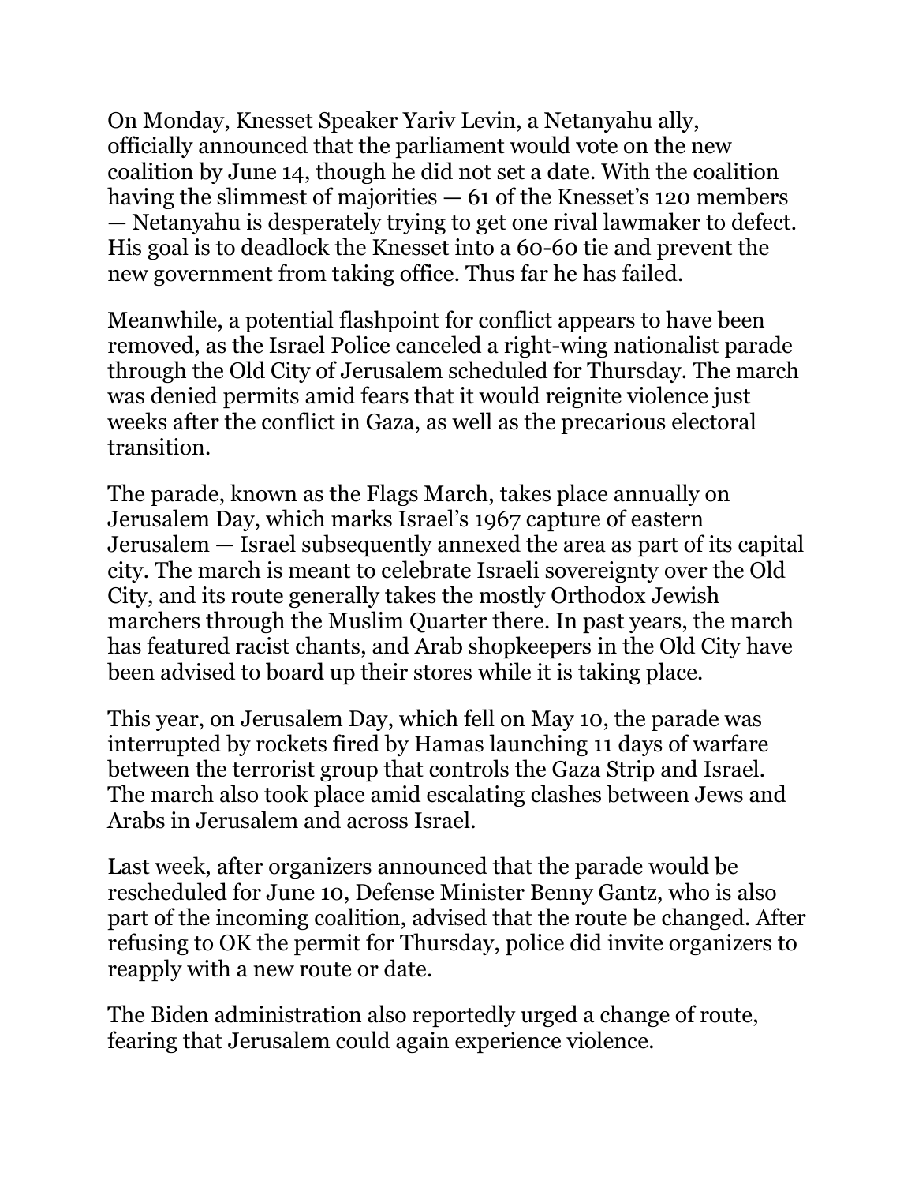On Monday, Knesset Speaker Yariv Levin, a Netanyahu ally, officially announced that the parliament would vote on the new coalition by June 14, though he did not set a date. With the coalition having the slimmest of majorities — 61 of the Knesset's 120 members — Netanyahu is desperately trying to get one rival lawmaker to defect. His goal is to deadlock the Knesset into a 60-60 tie and prevent the new government from taking office. Thus far he has failed.

Meanwhile, a potential flashpoint for conflict appears to have been removed, as the Israel Police canceled a right-wing nationalist parade through the Old City of Jerusalem scheduled for Thursday. The march was denied permits amid fears that it would reignite violence just weeks after the conflict in Gaza, as well as the precarious electoral transition.

The parade, known as the Flags March, takes place annually on Jerusalem Day, which marks Israel's 1967 capture of eastern Jerusalem — Israel subsequently annexed the area as part of its capital city. The march is meant to celebrate Israeli sovereignty over the Old City, and its route generally takes the mostly Orthodox Jewish marchers through the Muslim Quarter there. In past years, the march has featured racist chants, and Arab shopkeepers in the Old City have been advised to board up their stores while it is taking place.

This year, on Jerusalem Day, which fell on May 10, the parade was interrupted by rockets fired by Hamas launching 11 days of warfare between the terrorist group that controls the Gaza Strip and Israel. The march also took place amid escalating clashes between Jews and Arabs in Jerusalem and across Israel.

Last week, after organizers announced that the parade would be rescheduled for June 10, Defense Minister Benny Gantz, who is also part of the incoming coalition, advised that the route be changed. After refusing to OK the permit for Thursday, police did invite organizers to reapply with a new route or date.

The Biden administration also reportedly urged a change of route, fearing that Jerusalem could again experience violence.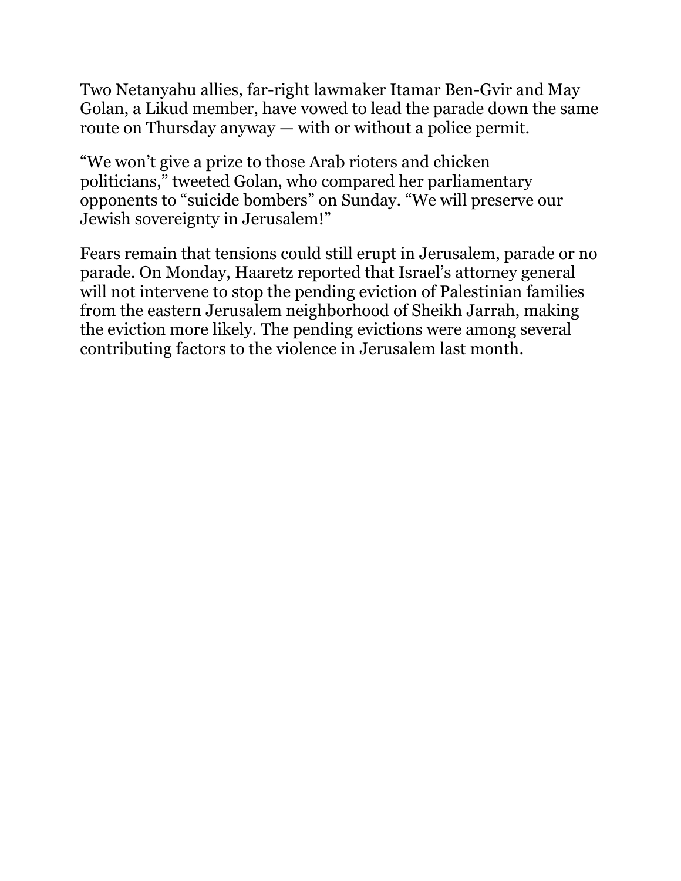Two Netanyahu allies, far-right lawmaker Itamar Ben-Gvir and May Golan, a Likud member, have vowed to lead the parade down the same route on Thursday anyway — with or without a police permit.

"We won't give a prize to those Arab rioters and chicken politicians," tweeted Golan, who compared her parliamentary opponents to "suicide bombers" on Sunday. "We will preserve our Jewish sovereignty in Jerusalem!"

Fears remain that tensions could still erupt in Jerusalem, parade or no parade. On Monday, Haaretz reported that Israel's attorney general will not intervene to stop the pending eviction of Palestinian families from the eastern Jerusalem neighborhood of Sheikh Jarrah, making the eviction more likely. The pending evictions were among several contributing factors to the violence in Jerusalem last month.